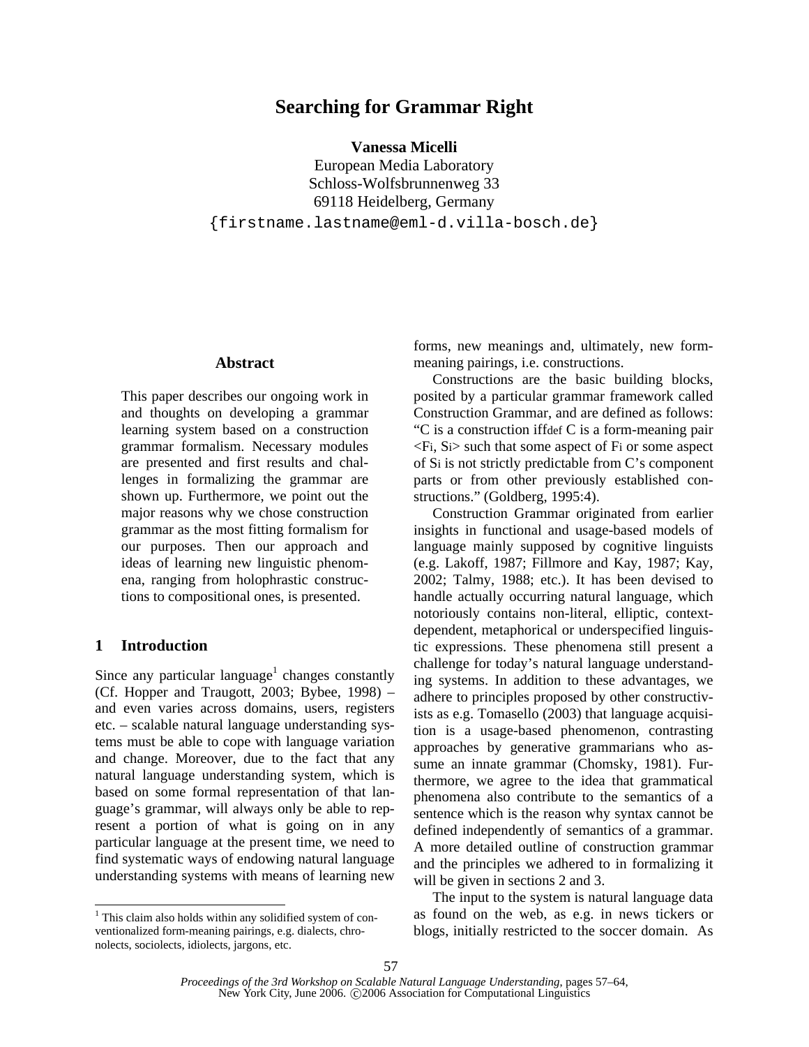# Searching for Grammar Right

**Vanessa Micelli**
European Media Laboratory
Schloss-Wolfsbrunnenweg 33
69118 Heidelberg, Germany
{firstname.lastname@eml-d.villa-bosch.de}

## Abstract

This paper describes our ongoing work in and thoughts on developing a grammar learning system based on a construction grammar formalism. Necessary modules are presented and first results and challenges in formalizing the grammar are shown up. Furthermore, we point out the major reasons why we chose construction grammar as the most fitting formalism for our purposes. Then our approach and ideas of learning new linguistic phenomena, ranging from holophrastic constructions to compositional ones, is presented.

## 1 Introduction

Since any particular language[1] changes constantly (Cf. Hopper and Traugott, 2003; Bybee, 1998) – and even varies across domains, users, registers etc. – scalable natural language understanding systems must be able to cope with language variation and change. Moreover, due to the fact that any natural language understanding system, which is based on some formal representation of that language's grammar, will always only be able to represent a portion of what is going on in any particular language at the present time, we need to find systematic ways of endowing natural language understanding systems with means of learning new forms, new meanings and, ultimately, new form-meaning pairings, i.e. constructions.

Constructions are the basic building blocks, posited by a particular grammar framework called Construction Grammar, and are defined as follows: "C is a construction iff$_{def}$ C is a form-meaning pair $<F_i, S_i>$ such that some aspect of $F_i$ or some aspect of $S_i$ is not strictly predictable from C's component parts or from other previously established constructions." (Goldberg, 1995:4).

Construction Grammar originated from earlier insights in functional and usage-based models of language mainly supposed by cognitive linguists (e.g. Lakoff, 1987; Fillmore and Kay, 1987; Kay, 2002; Talmy, 1988; etc.). It has been devised to handle actually occurring natural language, which notoriously contains non-literal, elliptic, context-dependent, metaphorical or underspecified linguistic expressions. These phenomena still present a challenge for today's natural language understanding systems. In addition to these advantages, we adhere to principles proposed by other constructivists as e.g. Tomasello (2003) that language acquisition is a usage-based phenomenon, contrasting approaches by generative grammarians who assume an innate grammar (Chomsky, 1981). Furthermore, we agree to the idea that grammatical phenomena also contribute to the semantics of a sentence which is the reason why syntax cannot be defined independently of semantics of a grammar. A more detailed outline of construction grammar and the principles we adhered to in formalizing it will be given in sections 2 and 3.

The input to the system is natural language data as found on the web, as e.g. in news tickers or blogs, initially restricted to the soccer domain. As

[1] This claim also holds within any solidified system of conventionalized form-meaning pairings, e.g. dialects, chronolects, sociolects, idiolects, jargons, etc.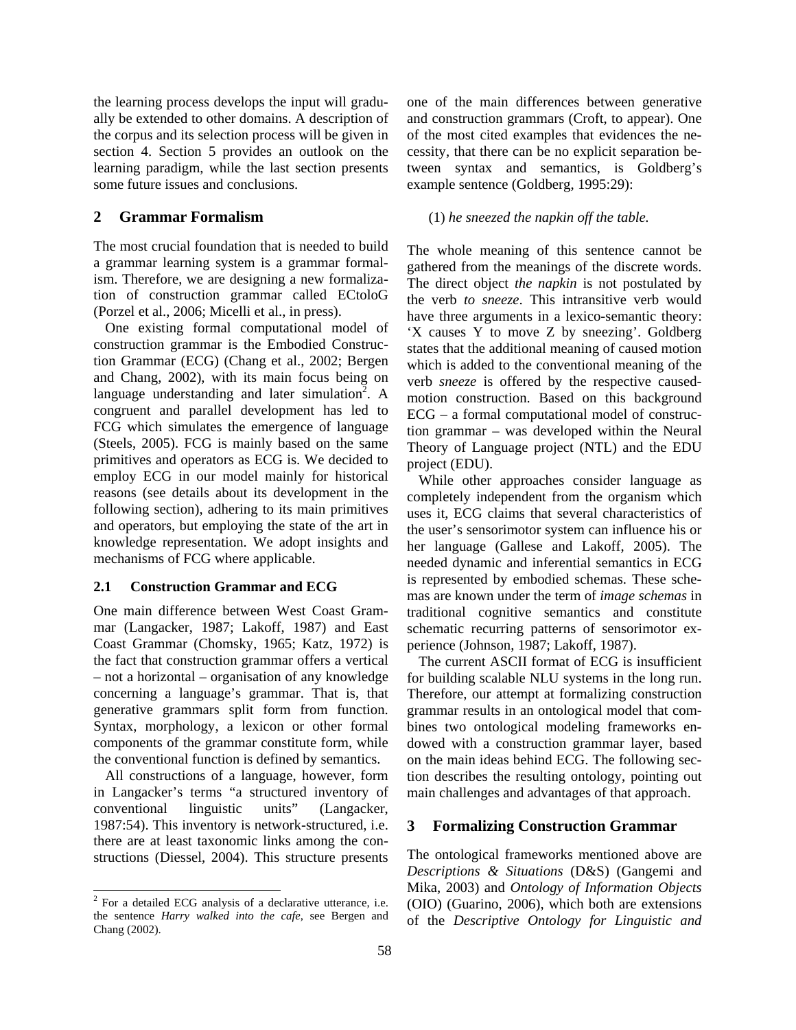the learning process develops the input will gradually be extended to other domains. A description of the corpus and its selection process will be given in section 4. Section 5 provides an outlook on the learning paradigm, while the last section presents some future issues and conclusions.

## 2 Grammar Formalism

The most crucial foundation that is needed to build a grammar learning system is a grammar formalism. Therefore, we are designing a new formalization of construction grammar called ECtoloG (Porzel et al., 2006; Micelli et al., in press).

One existing formal computational model of construction grammar is the Embodied Construction Grammar (ECG) (Chang et al., 2002; Bergen and Chang, 2002), with its main focus being on language understanding and later simulation[2]. A congruent and parallel development has led to FCG which simulates the emergence of language (Steels, 2005). FCG is mainly based on the same primitives and operators as ECG is. We decided to employ ECG in our model mainly for historical reasons (see details about its development in the following section), adhering to its main primitives and operators, but employing the state of the art in knowledge representation. We adopt insights and mechanisms of FCG where applicable.

### 2.1 Construction Grammar and ECG

One main difference between West Coast Grammar (Langacker, 1987; Lakoff, 1987) and East Coast Grammar (Chomsky, 1965; Katz, 1972) is the fact that construction grammar offers a vertical – not a horizontal – organisation of any knowledge concerning a language's grammar. That is, that generative grammars split form from function. Syntax, morphology, a lexicon or other formal components of the grammar constitute form, while the conventional function is defined by semantics.

All constructions of a language, however, form in Langacker's terms "a structured inventory of conventional linguistic units" (Langacker, 1987:54). This inventory is network-structured, i.e. there are at least taxonomic links among the constructions (Diessel, 2004). This structure presents one of the main differences between generative and construction grammars (Croft, to appear). One of the most cited examples that evidences the necessity, that there can be no explicit separation between syntax and semantics, is Goldberg's example sentence (Goldberg, 1995:29):

(1) *he sneezed the napkin off the table.*

The whole meaning of this sentence cannot be gathered from the meanings of the discrete words. The direct object *the napkin* is not postulated by the verb *to sneeze*. This intransitive verb would have three arguments in a lexico-semantic theory: 'X causes Y to move Z by sneezing'. Goldberg states that the additional meaning of caused motion which is added to the conventional meaning of the verb *sneeze* is offered by the respective caused-motion construction. Based on this background ECG – a formal computational model of construction grammar – was developed within the Neural Theory of Language project (NTL) and the EDU project (EDU).

While other approaches consider language as completely independent from the organism which uses it, ECG claims that several characteristics of the user's sensorimotor system can influence his or her language (Gallese and Lakoff, 2005). The needed dynamic and inferential semantics in ECG is represented by embodied schemas. These schemas are known under the term of *image schemas* in traditional cognitive semantics and constitute schematic recurring patterns of sensorimotor experience (Johnson, 1987; Lakoff, 1987).

The current ASCII format of ECG is insufficient for building scalable NLU systems in the long run. Therefore, our attempt at formalizing construction grammar results in an ontological model that combines two ontological modeling frameworks endowed with a construction grammar layer, based on the main ideas behind ECG. The following section describes the resulting ontology, pointing out main challenges and advantages of that approach.

## 3 Formalizing Construction Grammar

The ontological frameworks mentioned above are *Descriptions & Situations* (D&S) (Gangemi and Mika, 2003) and *Ontology of Information Objects* (OIO) (Guarino, 2006), which both are extensions of the *Descriptive Ontology for Linguistic and*

[2] For a detailed ECG analysis of a declarative utterance, i.e. the sentence *Harry walked into the cafe*, see Bergen and Chang (2002).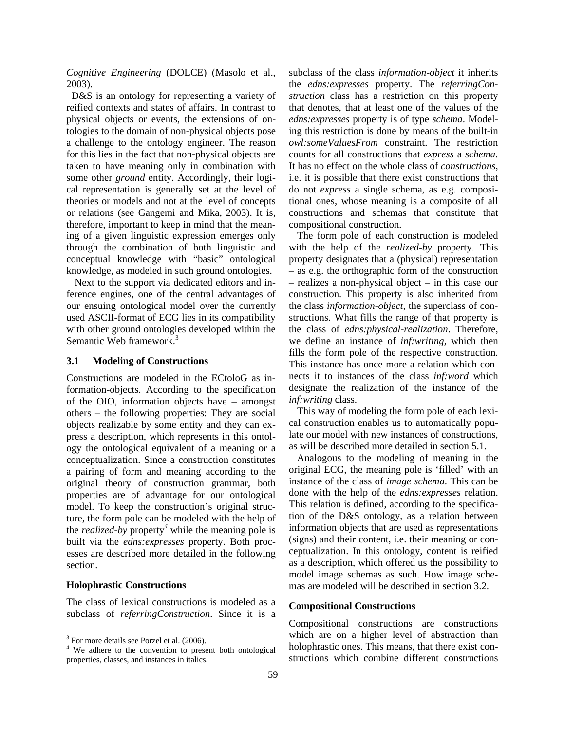*Cognitive Engineering* (DOLCE) (Masolo et al., 2003).

D&S is an ontology for representing a variety of reified contexts and states of affairs. In contrast to physical objects or events, the extensions of ontologies to the domain of non-physical objects pose a challenge to the ontology engineer. The reason for this lies in the fact that non-physical objects are taken to have meaning only in combination with some other *ground* entity. Accordingly, their logical representation is generally set at the level of theories or models and not at the level of concepts or relations (see Gangemi and Mika, 2003). It is, therefore, important to keep in mind that the meaning of a given linguistic expression emerges only through the combination of both linguistic and conceptual knowledge with "basic" ontological knowledge, as modeled in such ground ontologies.

Next to the support via dedicated editors and inference engines, one of the central advantages of our ensuing ontological model over the currently used ASCII-format of ECG lies in its compatibility with other ground ontologies developed within the Semantic Web framework.[3]

### 3.1 Modeling of Constructions

Constructions are modeled in the ECtoloG as information-objects. According to the specification of the OIO, information objects have – amongst others – the following properties: They are social objects realizable by some entity and they can express a description, which represents in this ontology the ontological equivalent of a meaning or a conceptualization. Since a construction constitutes a pairing of form and meaning according to the original theory of construction grammar, both properties are of advantage for our ontological model. To keep the construction's original structure, the form pole can be modeled with the help of the *realized-by* property[4] while the meaning pole is built via the *edns:expresses* property. Both processes are described more detailed in the following section.

**Holophrastic Constructions**

The class of lexical constructions is modeled as a subclass of *referringConstruction*. Since it is a subclass of the class *information-object* it inherits the *edns:expresses* property. The *referringConstruction* class has a restriction on this property that denotes, that at least one of the values of the *edns:expresses* property is of type *schema*. Modeling this restriction is done by means of the built-in *owl:someValuesFrom* constraint. The restriction counts for all constructions that *express* a *schema*. It has no effect on the whole class of *constructions*, i.e. it is possible that there exist constructions that do not *express* a single schema, as e.g. compositional ones, whose meaning is a composite of all constructions and schemas that constitute that compositional construction.

The form pole of each construction is modeled with the help of the *realized-by* property. This property designates that a (physical) representation – as e.g. the orthographic form of the construction – realizes a non-physical object – in this case our construction. This property is also inherited from the class *information-object*, the superclass of constructions. What fills the range of that property is the class of *edns:physical-realization*. Therefore, we define an instance of *inf:writing*, which then fills the form pole of the respective construction. This instance has once more a relation which connects it to instances of the class *inf:word* which designate the realization of the instance of the *inf:writing* class.

This way of modeling the form pole of each lexical construction enables us to automatically populate our model with new instances of constructions, as will be described more detailed in section 5.1.

Analogous to the modeling of meaning in the original ECG, the meaning pole is 'filled' with an instance of the class of *image schema*. This can be done with the help of the *edns:expresses* relation. This relation is defined, according to the specification of the D&S ontology, as a relation between information objects that are used as representations (signs) and their content, i.e. their meaning or conceptualization. In this ontology, content is reified as a description, which offered us the possibility to model image schemas as such. How image schemas are modeled will be described in section 3.2.

**Compositional Constructions**

Compositional constructions are constructions which are on a higher level of abstraction than holophrastic ones. This means, that there exist constructions which combine different constructions

---

[3] For more details see Porzel et al. (2006).

[4] We adhere to the convention to present both ontological properties, classes, and instances in italics.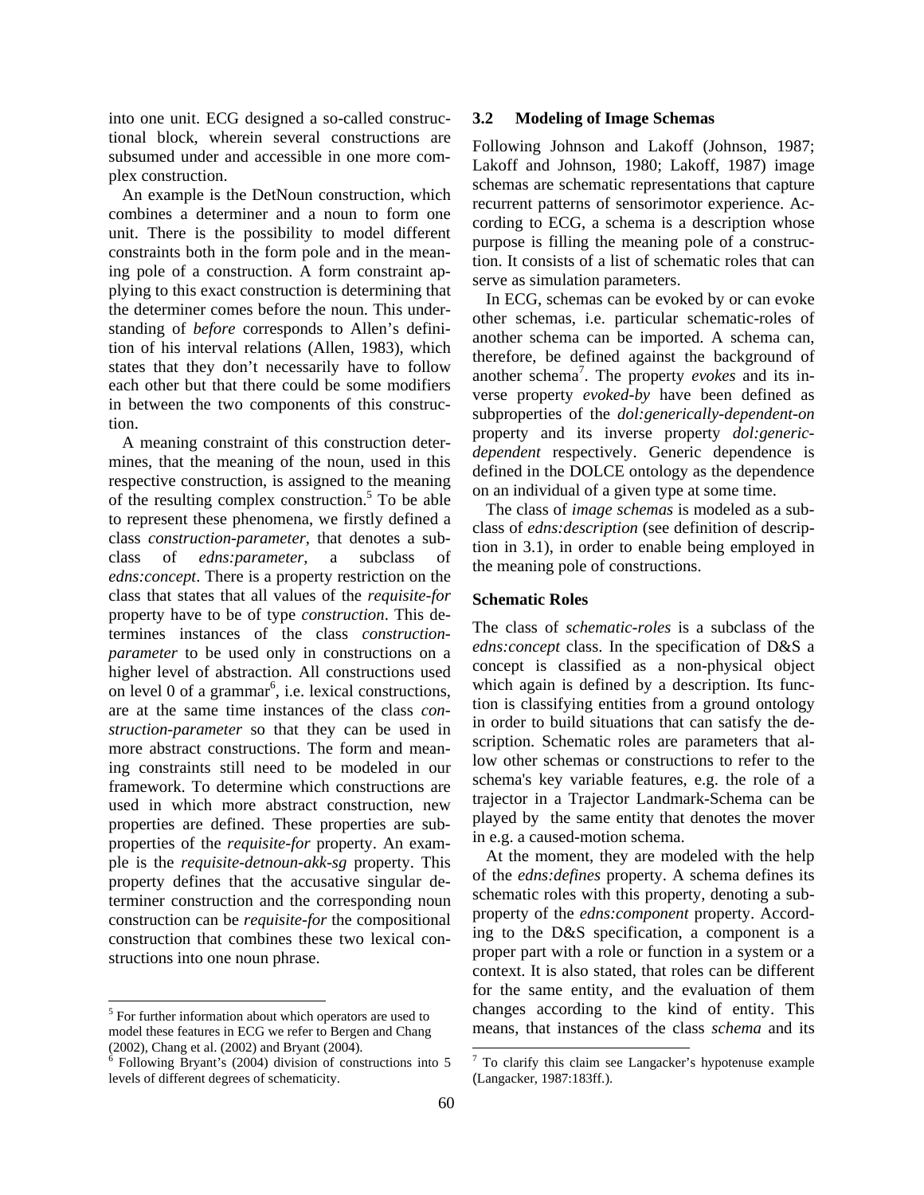into one unit. ECG designed a so-called constructional block, wherein several constructions are subsumed under and accessible in one more complex construction.

An example is the DetNoun construction, which combines a determiner and a noun to form one unit. There is the possibility to model different constraints both in the form pole and in the meaning pole of a construction. A form constraint applying to this exact construction is determining that the determiner comes before the noun. This understanding of *before* corresponds to Allen's definition of his interval relations (Allen, 1983), which states that they don't necessarily have to follow each other but that there could be some modifiers in between the two components of this construction.

A meaning constraint of this construction determines, that the meaning of the noun, used in this respective construction, is assigned to the meaning of the resulting complex construction.[5] To be able to represent these phenomena, we firstly defined a class *construction-parameter*, that denotes a subclass of *edns:parameter*, a subclass of *edns:concept*. There is a property restriction on the class that states that all values of the *requisite-for* property have to be of type *construction*. This determines instances of the class *construction-parameter* to be used only in constructions on a higher level of abstraction. All constructions used on level 0 of a grammar[6], i.e. lexical constructions, are at the same time instances of the class *construction-parameter* so that they can be used in more abstract constructions. The form and meaning constraints still need to be modeled in our framework. To determine which constructions are used in which more abstract construction, new properties are defined. These properties are subproperties of the *requisite-for* property. An example is the *requisite-detnoun-akk-sg* property. This property defines that the accusative singular determiner construction and the corresponding noun construction can be *requisite-for* the compositional construction that combines these two lexical constructions into one noun phrase.

[5] For further information about which operators are used to model these features in ECG we refer to Bergen and Chang (2002), Chang et al. (2002) and Bryant (2004).

[6] Following Bryant's (2004) division of constructions into 5 levels of different degrees of schematicity.

### 3.2 Modeling of Image Schemas

Following Johnson and Lakoff (Johnson, 1987; Lakoff and Johnson, 1980; Lakoff, 1987) image schemas are schematic representations that capture recurrent patterns of sensorimotor experience. According to ECG, a schema is a description whose purpose is filling the meaning pole of a construction. It consists of a list of schematic roles that can serve as simulation parameters.

In ECG, schemas can be evoked by or can evoke other schemas, i.e. particular schematic-roles of another schema can be imported. A schema can, therefore, be defined against the background of another schema[7]. The property *evokes* and its inverse property *evoked-by* have been defined as subproperties of the *dol:generically-dependent-on* property and its inverse property *dol:generic-dependent* respectively. Generic dependence is defined in the DOLCE ontology as the dependence on an individual of a given type at some time.

The class of *image schemas* is modeled as a subclass of *edns:description* (see definition of description in 3.1), in order to enable being employed in the meaning pole of constructions.

**Schematic Roles**

The class of *schematic-roles* is a subclass of the *edns:concept* class. In the specification of D&S a concept is classified as a non-physical object which again is defined by a description. Its function is classifying entities from a ground ontology in order to build situations that can satisfy the description. Schematic roles are parameters that allow other schemas or constructions to refer to the schema's key variable features, e.g. the role of a trajector in a Trajector Landmark-Schema can be played by the same entity that denotes the mover in e.g. a caused-motion schema.

At the moment, they are modeled with the help of the *edns:defines* property. A schema defines its schematic roles with this property, denoting a subproperty of the *edns:component* property. According to the D&S specification, a component is a proper part with a role or function in a system or a context. It is also stated, that roles can be different for the same entity, and the evaluation of them changes according to the kind of entity. This means, that instances of the class *schema* and its

[7] To clarify this claim see Langacker's hypotenuse example (Langacker, 1987:183ff.).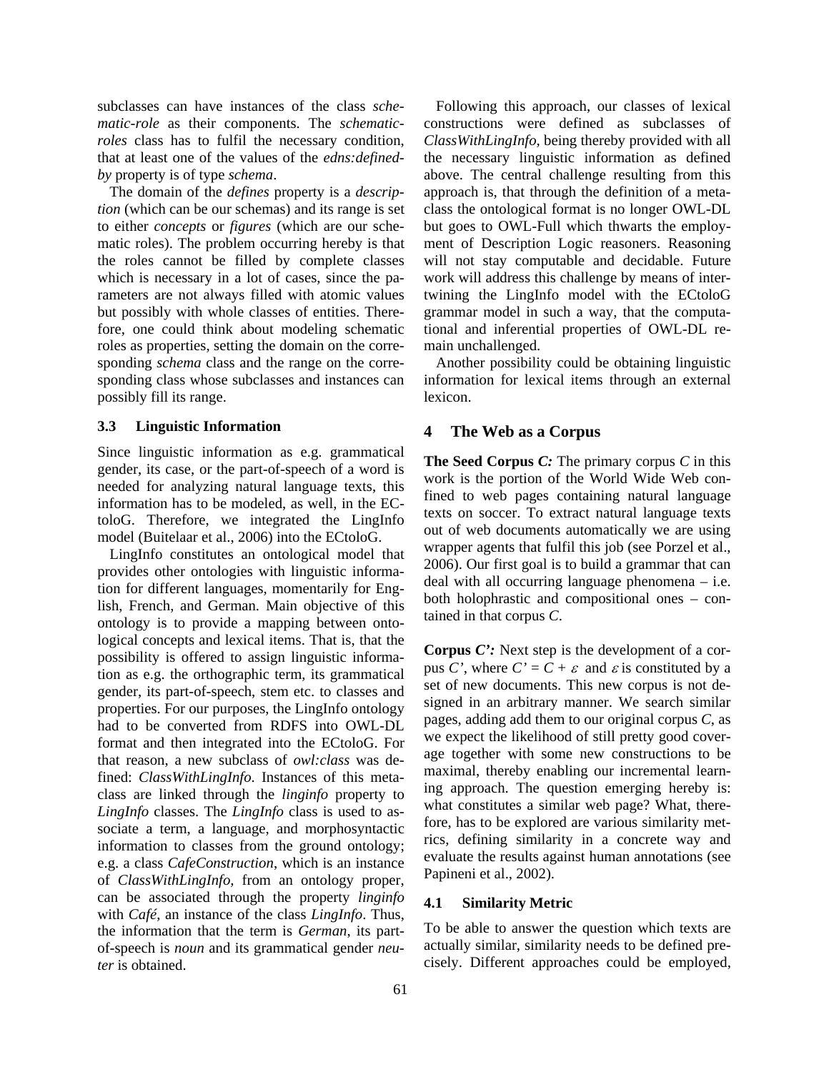subclasses can have instances of the class *schematic-role* as their components. The *schematic-roles* class has to fulfil the necessary condition, that at least one of the values of the *edns:defined-by* property is of type *schema*.

The domain of the *defines* property is a *description* (which can be our schemas) and its range is set to either *concepts* or *figures* (which are our schematic roles). The problem occurring hereby is that the roles cannot be filled by complete classes which is necessary in a lot of cases, since the parameters are not always filled with atomic values but possibly with whole classes of entities. Therefore, one could think about modeling schematic roles as properties, setting the domain on the corresponding *schema* class and the range on the corresponding class whose subclasses and instances can possibly fill its range.

### 3.3 Linguistic Information

Since linguistic information as e.g. grammatical gender, its case, or the part-of-speech of a word is needed for analyzing natural language texts, this information has to be modeled, as well, in the ECtoloG. Therefore, we integrated the LingInfo model (Buitelaar et al., 2006) into the ECtoloG.

LingInfo constitutes an ontological model that provides other ontologies with linguistic information for different languages, momentarily for English, French, and German. Main objective of this ontology is to provide a mapping between ontological concepts and lexical items. That is, that the possibility is offered to assign linguistic information as e.g. the orthographic term, its grammatical gender, its part-of-speech, stem etc. to classes and properties. For our purposes, the LingInfo ontology had to be converted from RDFS into OWL-DL format and then integrated into the ECtoloG. For that reason, a new subclass of *owl:class* was defined: *ClassWithLingInfo*. Instances of this meta-class are linked through the *linginfo* property to *LingInfo* classes. The *LingInfo* class is used to associate a term, a language, and morphosyntactic information to classes from the ground ontology; e.g. a class *CafeConstruction*, which is an instance of *ClassWithLingInfo*, from an ontology proper, can be associated through the property *linginfo* with *Café*, an instance of the class *LingInfo*. Thus, the information that the term is *German*, its part-of-speech is *noun* and its grammatical gender *neuter* is obtained.

Following this approach, our classes of lexical constructions were defined as subclasses of *ClassWithLingInfo*, being thereby provided with all the necessary linguistic information as defined above. The central challenge resulting from this approach is, that through the definition of a meta-class the ontological format is no longer OWL-DL but goes to OWL-Full which thwarts the employment of Description Logic reasoners. Reasoning will not stay computable and decidable. Future work will address this challenge by means of intertwining the LingInfo model with the ECtoloG grammar model in such a way, that the computational and inferential properties of OWL-DL remain unchallenged.

Another possibility could be obtaining linguistic information for lexical items through an external lexicon.

## 4 The Web as a Corpus

**The Seed Corpus *C:*** The primary corpus *C* in this work is the portion of the World Wide Web confined to web pages containing natural language texts on soccer. To extract natural language texts out of web documents automatically we are using wrapper agents that fulfil this job (see Porzel et al., 2006). Our first goal is to build a grammar that can deal with all occurring language phenomena – i.e. both holophrastic and compositional ones – contained in that corpus *C*.

**Corpus *C':*** Next step is the development of a corpus *C'*, where $C' = C + \varepsilon$ and $\varepsilon$ is constituted by a set of new documents. This new corpus is not designed in an arbitrary manner. We search similar pages, adding add them to our original corpus *C*, as we expect the likelihood of still pretty good coverage together with some new constructions to be maximal, thereby enabling our incremental learning approach. The question emerging hereby is: what constitutes a similar web page? What, therefore, has to be explored are various similarity metrics, defining similarity in a concrete way and evaluate the results against human annotations (see Papineni et al., 2002).

### 4.1 Similarity Metric

To be able to answer the question which texts are actually similar, similarity needs to be defined precisely. Different approaches could be employed,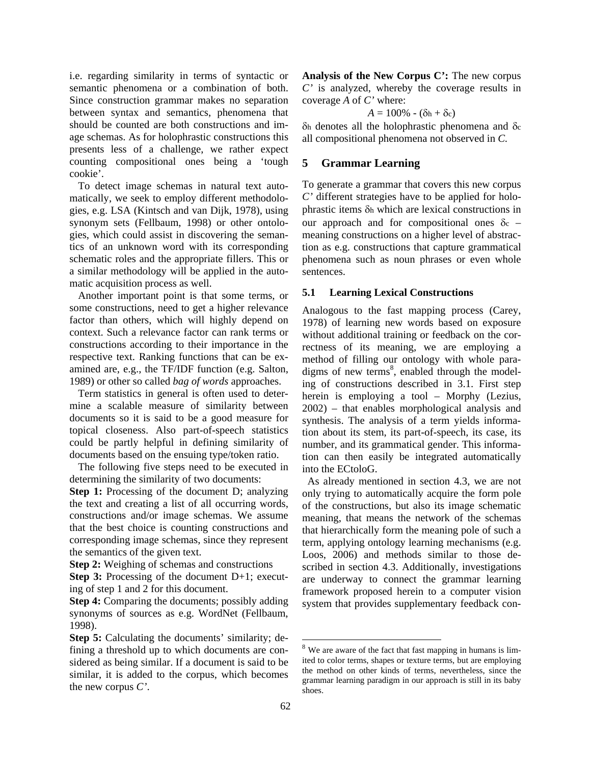i.e. regarding similarity in terms of syntactic or semantic phenomena or a combination of both. Since construction grammar makes no separation between syntax and semantics, phenomena that should be counted are both constructions and image schemas. As for holophrastic constructions this presents less of a challenge, we rather expect counting compositional ones being a 'tough cookie'.

To detect image schemas in natural text automatically, we seek to employ different methodologies, e.g. LSA (Kintsch and van Dijk, 1978), using synonym sets (Fellbaum, 1998) or other ontologies, which could assist in discovering the semantics of an unknown word with its corresponding schematic roles and the appropriate fillers. This or a similar methodology will be applied in the automatic acquisition process as well.

Another important point is that some terms, or some constructions, need to get a higher relevance factor than others, which will highly depend on context. Such a relevance factor can rank terms or constructions according to their importance in the respective text. Ranking functions that can be examined are, e.g., the TF/IDF function (e.g. Salton, 1989) or other so called *bag of words* approaches.

Term statistics in general is often used to determine a scalable measure of similarity between documents so it is said to be a good measure for topical closeness. Also part-of-speech statistics could be partly helpful in defining similarity of documents based on the ensuing type/token ratio.

The following five steps need to be executed in determining the similarity of two documents:

**Step 1:** Processing of the document D; analyzing the text and creating a list of all occurring words, constructions and/or image schemas. We assume that the best choice is counting constructions and corresponding image schemas, since they represent the semantics of the given text.

**Step 2:** Weighing of schemas and constructions

**Step 3:** Processing of the document D+1; executing of step 1 and 2 for this document.

**Step 4:** Comparing the documents; possibly adding synonyms of sources as e.g. WordNet (Fellbaum, 1998).

**Step 5:** Calculating the documents' similarity; defining a threshold up to which documents are considered as being similar. If a document is said to be similar, it is added to the corpus, which becomes the new corpus *C'*.

**Analysis of the New Corpus C':** The new corpus *C'* is analyzed, whereby the coverage results in coverage *A* of *C'* where:

$$A = 100\% - (\delta_h + \delta_c)$$

$\delta_h$ denotes all the holophrastic phenomena and $\delta_c$ all compositional phenomena not observed in *C*.

## 5 Grammar Learning

To generate a grammar that covers this new corpus *C'* different strategies have to be applied for holophrastic items $\delta_h$ which are lexical constructions in our approach and for compositional ones $\delta_c$ – meaning constructions on a higher level of abstraction as e.g. constructions that capture grammatical phenomena such as noun phrases or even whole sentences.

### 5.1 Learning Lexical Constructions

Analogous to the fast mapping process (Carey, 1978) of learning new words based on exposure without additional training or feedback on the correctness of its meaning, we are employing a method of filling our ontology with whole paradigms of new terms[8], enabled through the modeling of constructions described in 3.1. First step herein is employing a tool – Morphy (Lezius, 2002) – that enables morphological analysis and synthesis. The analysis of a term yields information about its stem, its part-of-speech, its case, its number, and its grammatical gender. This information can then easily be integrated automatically into the ECtoloG.

As already mentioned in section 4.3, we are not only trying to automatically acquire the form pole of the constructions, but also its image schematic meaning, that means the network of the schemas that hierarchically form the meaning pole of such a term, applying ontology learning mechanisms (e.g. Loos, 2006) and methods similar to those described in section 4.3. Additionally, investigations are underway to connect the grammar learning framework proposed herein to a computer vision system that provides supplementary feedback con-

[8] We are aware of the fact that fast mapping in humans is limited to color terms, shapes or texture terms, but are employing the method on other kinds of terms, nevertheless, since the grammar learning paradigm in our approach is still in its baby shoes.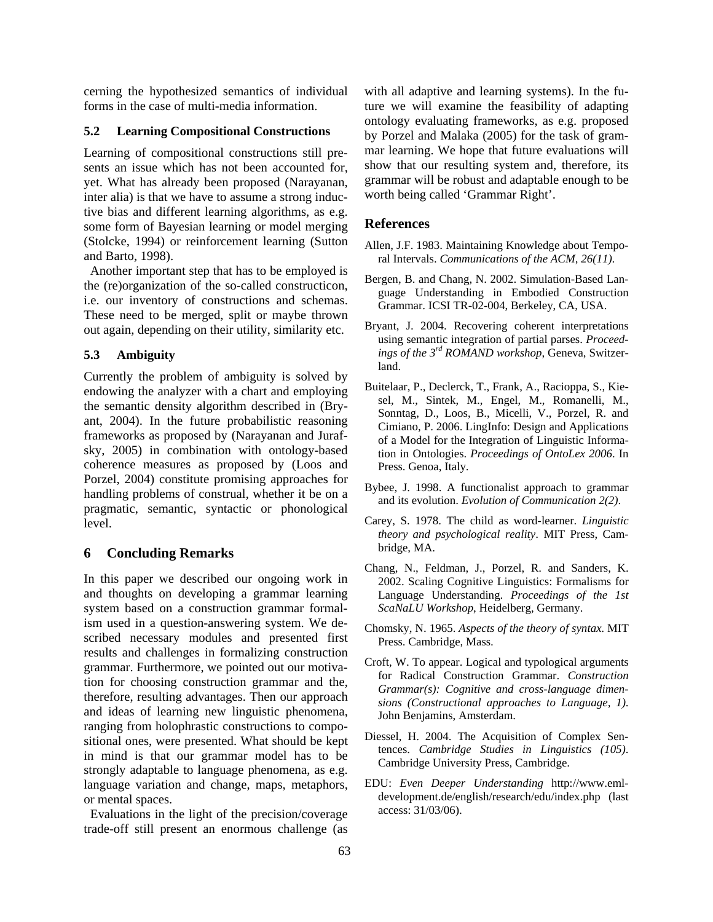cerning the hypothesized semantics of individual forms in the case of multi-media information.

### 5.2 Learning Compositional Constructions

Learning of compositional constructions still presents an issue which has not been accounted for, yet. What has already been proposed (Narayanan, inter alia) is that we have to assume a strong inductive bias and different learning algorithms, as e.g. some form of Bayesian learning or model merging (Stolcke, 1994) or reinforcement learning (Sutton and Barto, 1998).

Another important step that has to be employed is the (re)organization of the so-called constructicon, i.e. our inventory of constructions and schemas. These need to be merged, split or maybe thrown out again, depending on their utility, similarity etc.

### 5.3 Ambiguity

Currently the problem of ambiguity is solved by endowing the analyzer with a chart and employing the semantic density algorithm described in (Bryant, 2004). In the future probabilistic reasoning frameworks as proposed by (Narayanan and Jurafsky, 2005) in combination with ontology-based coherence measures as proposed by (Loos and Porzel, 2004) constitute promising approaches for handling problems of construal, whether it be on a pragmatic, semantic, syntactic or phonological level.

## 6 Concluding Remarks

In this paper we described our ongoing work in and thoughts on developing a grammar learning system based on a construction grammar formalism used in a question-answering system. We described necessary modules and presented first results and challenges in formalizing construction grammar. Furthermore, we pointed out our motivation for choosing construction grammar and the, therefore, resulting advantages. Then our approach and ideas of learning new linguistic phenomena, ranging from holophrastic constructions to compositional ones, were presented. What should be kept in mind is that our grammar model has to be strongly adaptable to language phenomena, as e.g. language variation and change, maps, metaphors, or mental spaces.

Evaluations in the light of the precision/coverage trade-off still present an enormous challenge (as with all adaptive and learning systems). In the future we will examine the feasibility of adapting ontology evaluating frameworks, as e.g. proposed by Porzel and Malaka (2005) for the task of grammar learning. We hope that future evaluations will show that our resulting system and, therefore, its grammar will be robust and adaptable enough to be worth being called 'Grammar Right'.

## References

Allen, J.F. 1983. Maintaining Knowledge about Temporal Intervals. *Communications of the ACM, 26(11)*.

Bergen, B. and Chang, N. 2002. Simulation-Based Language Understanding in Embodied Construction Grammar. ICSI TR-02-004, Berkeley, CA, USA.

Bryant, J. 2004. Recovering coherent interpretations using semantic integration of partial parses. *Proceedings of the 3rd ROMAND workshop*, Geneva, Switzerland.

Buitelaar, P., Declerck, T., Frank, A., Racioppa, S., Kiesel, M., Sintek, M., Engel, M., Romanelli, M., Sonntag, D., Loos, B., Micelli, V., Porzel, R. and Cimiano, P. 2006. LingInfo: Design and Applications of a Model for the Integration of Linguistic Information in Ontologies. *Proceedings of OntoLex 2006*. In Press. Genoa, Italy.

Bybee, J. 1998. A functionalist approach to grammar and its evolution. *Evolution of Communication 2(2)*.

Carey, S. 1978. The child as word-learner. *Linguistic theory and psychological reality*. MIT Press, Cambridge, MA.

Chang, N., Feldman, J., Porzel, R. and Sanders, K. 2002. Scaling Cognitive Linguistics: Formalisms for Language Understanding. *Proceedings of the 1st ScaNaLU Workshop*, Heidelberg, Germany.

Chomsky, N. 1965. *Aspects of the theory of syntax*. MIT Press. Cambridge, Mass.

Croft, W. To appear. Logical and typological arguments for Radical Construction Grammar. *Construction Grammar(s): Cognitive and cross-language dimensions (Constructional approaches to Language, 1)*. John Benjamins, Amsterdam.

Diessel, H. 2004. The Acquisition of Complex Sentences. *Cambridge Studies in Linguistics (105)*. Cambridge University Press, Cambridge.

EDU: *Even Deeper Understanding* http://www.eml-development.de/english/research/edu/index.php (last access: 31/03/06).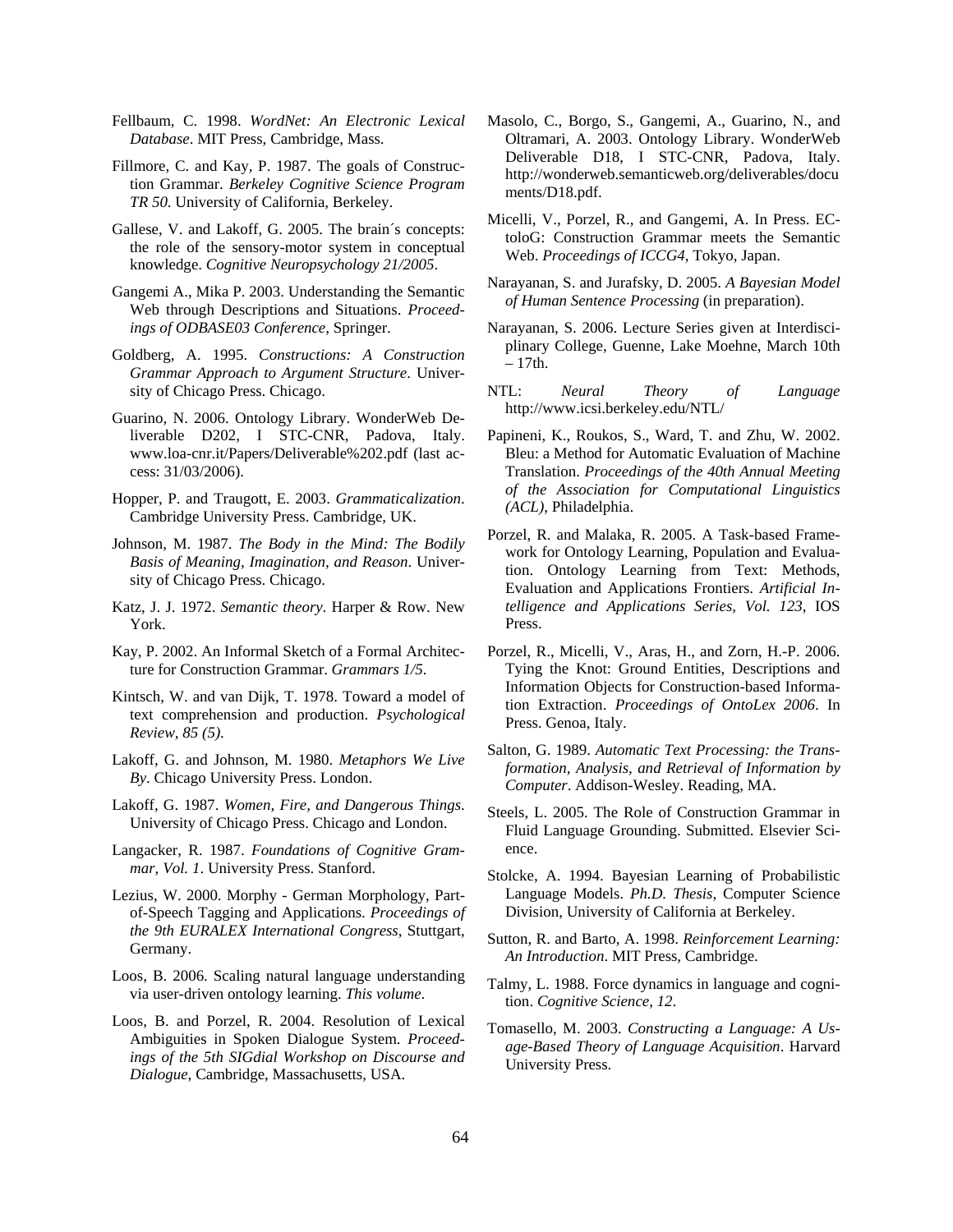Fellbaum, C. 1998. *WordNet: An Electronic Lexical Database*. MIT Press, Cambridge, Mass.

Fillmore, C. and Kay, P. 1987. The goals of Construction Grammar. *Berkeley Cognitive Science Program TR 50*. University of California, Berkeley.

Gallese, V. and Lakoff, G. 2005. The brain´s concepts: the role of the sensory-motor system in conceptual knowledge. *Cognitive Neuropsychology 21/2005*.

Gangemi A., Mika P. 2003. Understanding the Semantic Web through Descriptions and Situations. *Proceedings of ODBASE03 Conference*, Springer.

Goldberg, A. 1995. *Constructions: A Construction Grammar Approach to Argument Structure*. University of Chicago Press. Chicago.

Guarino, N. 2006. Ontology Library. WonderWeb Deliverable D202, I STC-CNR, Padova, Italy. www.loa-cnr.it/Papers/Deliverable%202.pdf (last access: 31/03/2006).

Hopper, P. and Traugott, E. 2003. *Grammaticalization*. Cambridge University Press. Cambridge, UK.

Johnson, M. 1987. *The Body in the Mind: The Bodily Basis of Meaning, Imagination, and Reason*. University of Chicago Press. Chicago.

Katz, J. J. 1972. *Semantic theory*. Harper & Row. New York.

Kay, P. 2002. An Informal Sketch of a Formal Architecture for Construction Grammar. *Grammars 1/5*.

Kintsch, W. and van Dijk, T. 1978. Toward a model of text comprehension and production. *Psychological Review, 85 (5)*.

Lakoff, G. and Johnson, M. 1980. *Metaphors We Live By*. Chicago University Press. London.

Lakoff, G. 1987. *Women, Fire, and Dangerous Things*. University of Chicago Press. Chicago and London.

Langacker, R. 1987. *Foundations of Cognitive Grammar, Vol. 1*. University Press. Stanford.

Lezius, W. 2000. Morphy - German Morphology, Part-of-Speech Tagging and Applications. *Proceedings of the 9th EURALEX International Congress*, Stuttgart, Germany.

Loos, B. 2006. Scaling natural language understanding via user-driven ontology learning. *This volume*.

Loos, B. and Porzel, R. 2004. Resolution of Lexical Ambiguities in Spoken Dialogue System. *Proceedings of the 5th SIGdial Workshop on Discourse and Dialogue*, Cambridge, Massachusetts, USA.

Masolo, C., Borgo, S., Gangemi, A., Guarino, N., and Oltramari, A. 2003. Ontology Library. WonderWeb Deliverable D18, I STC-CNR, Padova, Italy. http://wonderweb.semanticweb.org/deliverables/documents/D18.pdf.

Micelli, V., Porzel, R., and Gangemi, A. In Press. ECtoloG: Construction Grammar meets the Semantic Web. *Proceedings of ICCG4*, Tokyo, Japan.

Narayanan, S. and Jurafsky, D. 2005. *A Bayesian Model of Human Sentence Processing* (in preparation).

Narayanan, S. 2006. Lecture Series given at Interdisciplinary College, Guenne, Lake Moehne, March 10th – 17th.

NTL: *Neural Theory of Language* http://www.icsi.berkeley.edu/NTL/

Papineni, K., Roukos, S., Ward, T. and Zhu, W. 2002. Bleu: a Method for Automatic Evaluation of Machine Translation. *Proceedings of the 40th Annual Meeting of the Association for Computational Linguistics (ACL)*, Philadelphia.

Porzel, R. and Malaka, R. 2005. A Task-based Framework for Ontology Learning, Population and Evaluation. Ontology Learning from Text: Methods, Evaluation and Applications Frontiers. *Artificial Intelligence and Applications Series, Vol. 123*, IOS Press.

Porzel, R., Micelli, V., Aras, H., and Zorn, H.-P. 2006. Tying the Knot: Ground Entities, Descriptions and Information Objects for Construction-based Information Extraction. *Proceedings of OntoLex 2006*. In Press. Genoa, Italy.

Salton, G. 1989. *Automatic Text Processing: the Transformation, Analysis, and Retrieval of Information by Computer*. Addison-Wesley. Reading, MA.

Steels, L. 2005. The Role of Construction Grammar in Fluid Language Grounding. Submitted. Elsevier Science.

Stolcke, A. 1994. Bayesian Learning of Probabilistic Language Models. *Ph.D. Thesis*, Computer Science Division, University of California at Berkeley.

Sutton, R. and Barto, A. 1998. *Reinforcement Learning: An Introduction*. MIT Press, Cambridge.

Talmy, L. 1988. Force dynamics in language and cognition. *Cognitive Science, 12*.

Tomasello, M. 2003. *Constructing a Language: A Usage-Based Theory of Language Acquisition*. Harvard University Press.